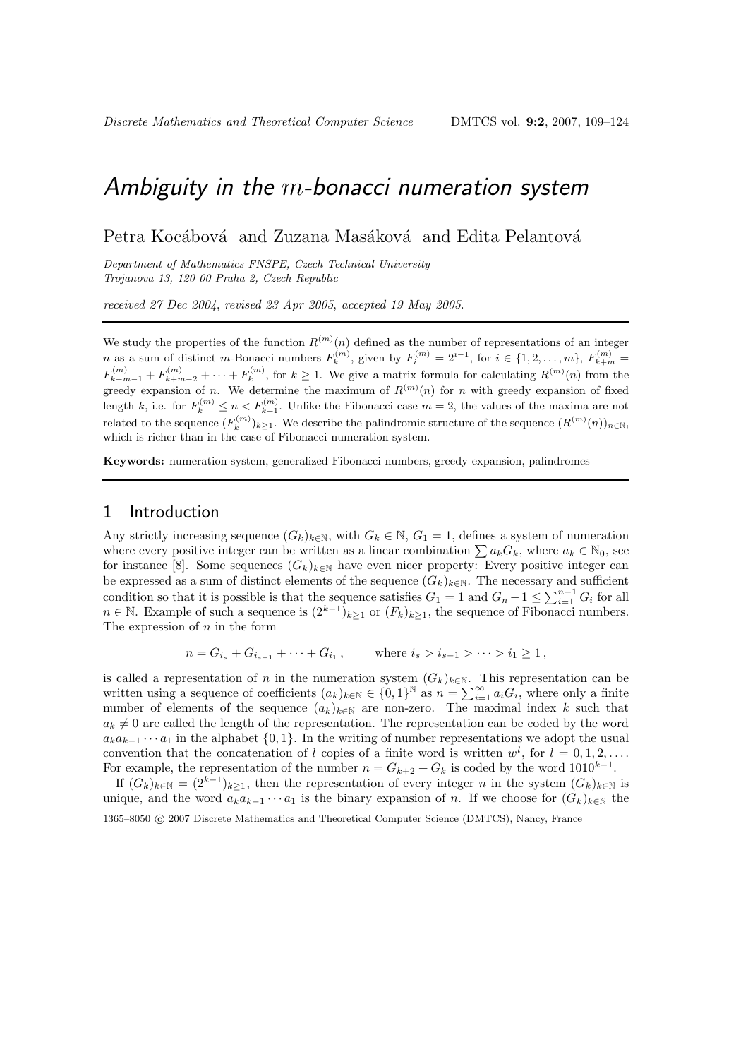# *Ambiguity in the $m$-bonacci numeration system*

Petra Kocábová and Zuzana Masáková and Edita Pelantová

*Department of Mathematics FNSPE, Czech Technical University*
*Trojanova 13, 120 00 Praha 2, Czech Republic*

*received 27 Dec 2004, revised 23 Apr 2005, accepted 19 May 2005.*

---

We study the properties of the function $R^{(m)}(n)$ defined as the number of representations of an integer $n$ as a sum of distinct $m$-Bonacci numbers $F_k^{(m)}$, given by $F_i^{(m)} = 2^{i-1}$, for $i \in \{1, 2, \ldots, m\}$, $F_{k+m}^{(m)} = F_{k+m-1}^{(m)} + F_{k+m-2}^{(m)} + \cdots + F_k^{(m)}$, for $k \geq 1$. We give a matrix formula for calculating $R^{(m)}(n)$ from the greedy expansion of $n$. We determine the maximum of $R^{(m)}(n)$ for $n$ with greedy expansion of fixed length $k$, i.e. for $F_k^{(m)} \leq n < F_{k+1}^{(m)}$. Unlike the Fibonacci case $m = 2$, the values of the maxima are not related to the sequence $(F_k^{(m)})_{k\geq 1}$. We describe the palindromic structure of the sequence $(R^{(m)}(n))_{n\in\mathbb{N}}$, which is richer than in the case of Fibonacci numeration system.

**Keywords:** numeration system, generalized Fibonacci numbers, greedy expansion, palindromes

---

## 1 Introduction

Any strictly increasing sequence $(G_k)_{k\in\mathbb{N}}$, with $G_k \in \mathbb{N}$, $G_1 = 1$, defines a system of numeration where every positive integer can be written as a linear combination $\sum a_k G_k$, where $a_k \in \mathbb{N}_0$, see for instance [8]. Some sequences $(G_k)_{k\in\mathbb{N}}$ have even nicer property: Every positive integer can be expressed as a sum of distinct elements of the sequence $(G_k)_{k\in\mathbb{N}}$. The necessary and sufficient condition so that it is possible is that the sequence satisfies $G_1 = 1$ and $G_n - 1 \leq \sum_{i=1}^{n-1} G_i$ for all $n \in \mathbb{N}$. Example of such a sequence is $(2^{k-1})_{k\geq 1}$ or $(F_k)_{k\geq 1}$, the sequence of Fibonacci numbers. The expression of $n$ in the form

$$n = G_{i_s} + G_{i_{s-1}} + \cdots + G_{i_1}\,, \qquad \text{where } i_s > i_{s-1} > \cdots > i_1 \geq 1\,,$$

is called a representation of $n$ in the numeration system $(G_k)_{k\in\mathbb{N}}$. This representation can be written using a sequence of coefficients $(a_k)_{k\in\mathbb{N}} \in \{0,1\}^{\mathbb{N}}$ as $n = \sum_{i=1}^{\infty} a_i G_i$, where only a finite number of elements of the sequence $(a_k)_{k\in\mathbb{N}}$ are non-zero. The maximal index $k$ such that $a_k \neq 0$ are called the length of the representation. The representation can be coded by the word $a_k a_{k-1} \cdots a_1$ in the alphabet $\{0,1\}$. In the writing of number representations we adopt the usual convention that the concatenation of $l$ copies of a finite word is written $w^l$, for $l = 0, 1, 2, \ldots$. For example, the representation of the number $n = G_{k+2} + G_k$ is coded by the word $1010^{k-1}$.

If $(G_k)_{k\in\mathbb{N}} = (2^{k-1})_{k\geq 1}$, then the representation of every integer $n$ in the system $(G_k)_{k\in\mathbb{N}}$ is unique, and the word $a_k a_{k-1} \cdots a_1$ is the binary expansion of $n$. If we choose for $(G_k)_{k\in\mathbb{N}}$ the

1365–8050 © 2007 Discrete Mathematics and Theoretical Computer Science (DMTCS), Nancy, France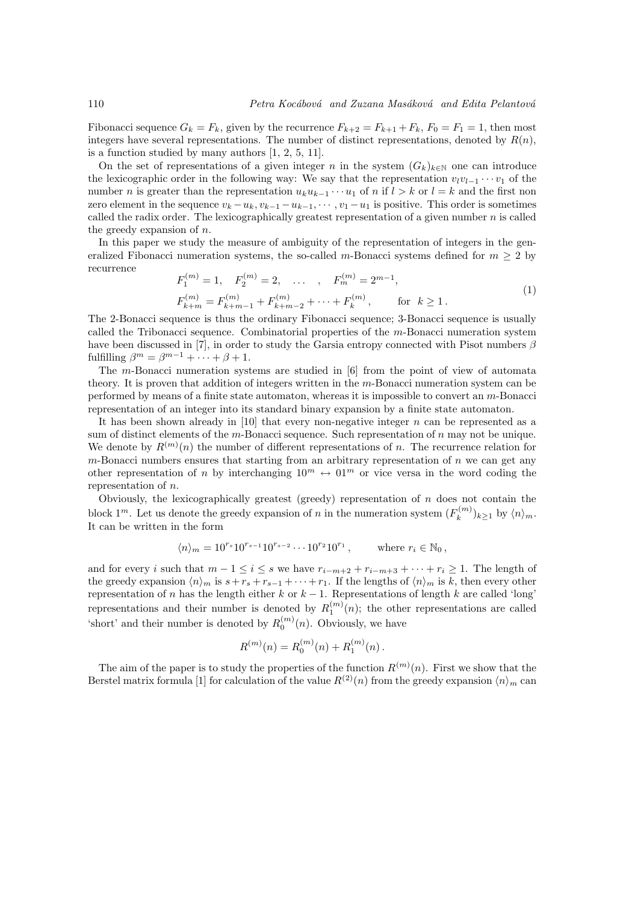Fibonacci sequence $G_k = F_k$, given by the recurrence $F_{k+2} = F_{k+1} + F_k$, $F_0 = F_1 = 1$, then most integers have several representations. The number of distinct representations, denoted by $R(n)$, is a function studied by many authors [1, 2, 5, 11].

On the set of representations of a given integer $n$ in the system $(G_k)_{k\in\mathbb{N}}$ one can introduce the lexicographic order in the following way: We say that the representation $v_l v_{l-1} \cdots v_1$ of the number $n$ is greater than the representation $u_k u_{k-1} \cdots u_1$ of $n$ if $l > k$ or $l = k$ and the first non zero element in the sequence $v_k - u_k, v_{k-1} - u_{k-1}, \cdots, v_1 - u_1$ is positive. This order is sometimes called the radix order. The lexicographically greatest representation of a given number $n$ is called the greedy expansion of $n$.

In this paper we study the measure of ambiguity of the representation of integers in the generalized Fibonacci numeration systems, the so-called $m$-Bonacci systems defined for $m \geq 2$ by recurrence

$$
\begin{aligned}
&F_1^{(m)} = 1, \quad F_2^{(m)} = 2, \quad \ldots \quad , \quad F_m^{(m)} = 2^{m-1}, \\
&F_{k+m}^{(m)} = F_{k+m-1}^{(m)} + F_{k+m-2}^{(m)} + \cdots + F_k^{(m)}, \qquad \text{for } \; k \geq 1 \,.
\end{aligned}
\tag{1}
$$

The 2-Bonacci sequence is thus the ordinary Fibonacci sequence; 3-Bonacci sequence is usually called the Tribonacci sequence. Combinatorial properties of the $m$-Bonacci numeration system have been discussed in [7], in order to study the Garsia entropy connected with Pisot numbers $\beta$ fulfilling $\beta^m = \beta^{m-1} + \cdots + \beta + 1$.

The $m$-Bonacci numeration systems are studied in [6] from the point of view of automata theory. It is proven that addition of integers written in the $m$-Bonacci numeration system can be performed by means of a finite state automaton, whereas it is impossible to convert an $m$-Bonacci representation of an integer into its standard binary expansion by a finite state automaton.

It has been shown already in [10] that every non-negative integer $n$ can be represented as a sum of distinct elements of the $m$-Bonacci sequence. Such representation of $n$ may not be unique. We denote by $R^{(m)}(n)$ the number of different representations of $n$. The recurrence relation for $m$-Bonacci numbers ensures that starting from an arbitrary representation of $n$ we can get any other representation of $n$ by interchanging $10^m \leftrightarrow 01^m$ or vice versa in the word coding the representation of $n$.

Obviously, the lexicographically greatest (greedy) representation of $n$ does not contain the block $1^m$. Let us denote the greedy expansion of $n$ in the numeration system $(F_k^{(m)})_{k\geq 1}$ by $\langle n \rangle_m$. It can be written in the form

$$
\langle n \rangle_m = 10^{r_s} 10^{r_{s-1}} 10^{r_{s-2}} \cdots 10^{r_2} 10^{r_1} \,, \qquad \text{where } r_i \in \mathbb{N}_0 \,,
$$

and for every $i$ such that $m - 1 \leq i \leq s$ we have $r_{i-m+2} + r_{i-m+3} + \cdots + r_i \geq 1$. The length of the greedy expansion $\langle n \rangle_m$ is $s + r_s + r_{s-1} + \cdots + r_1$. If the lengths of $\langle n \rangle_m$ is $k$, then every other representation of $n$ has the length either $k$ or $k-1$. Representations of length $k$ are called 'long' representations and their number is denoted by $R_1^{(m)}(n)$; the other representations are called 'short' and their number is denoted by $R_0^{(m)}(n)$. Obviously, we have

$$
R^{(m)}(n) = R_0^{(m)}(n) + R_1^{(m)}(n) \,.
$$

The aim of the paper is to study the properties of the function $R^{(m)}(n)$. First we show that the Berstel matrix formula [1] for calculation of the value $R^{(2)}(n)$ from the greedy expansion $\langle n \rangle_m$ can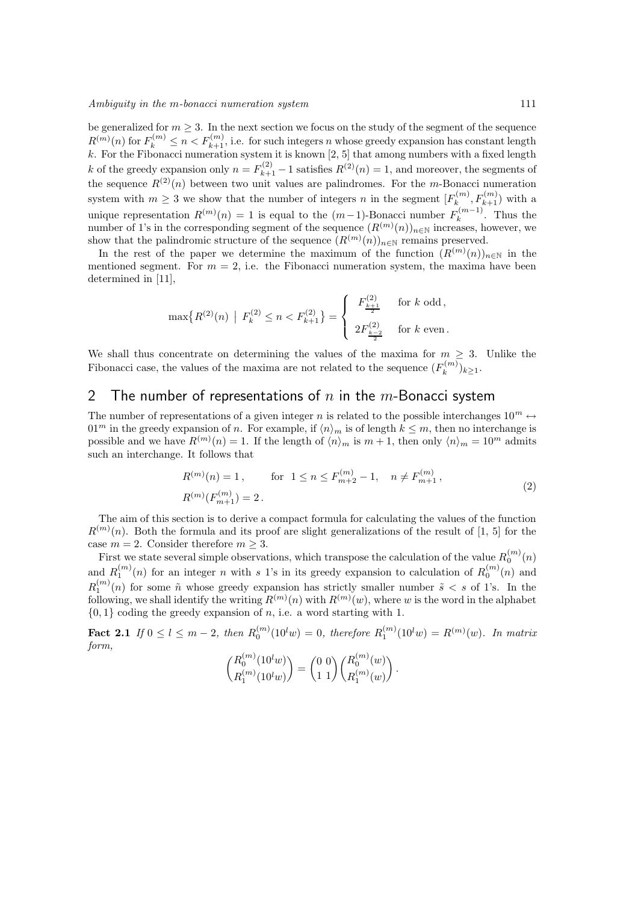be generalized for $m \geq 3$. In the next section we focus on the study of the segment of the sequence $R^{(m)}(n)$ for $F_k^{(m)} \leq n < F_{k+1}^{(m)}$, i.e. for such integers $n$ whose greedy expansion has constant length $k$. For the Fibonacci numeration system it is known [2, 5] that among numbers with a fixed length $k$ of the greedy expansion only $n = F_{k+1}^{(2)} - 1$ satisfies $R^{(2)}(n) = 1$, and moreover, the segments of the sequence $R^{(2)}(n)$ between two unit values are palindromes. For the $m$-Bonacci numeration system with $m \geq 3$ we show that the number of integers $n$ in the segment $[F_k^{(m)}, F_{k+1}^{(m)})$ with a unique representation $R^{(m)}(n) = 1$ is equal to the $(m-1)$-Bonacci number $F_k^{(m-1)}$. Thus the number of 1's in the corresponding segment of the sequence $(R^{(m)}(n))_{n\in\mathbb{N}}$ increases, however, we show that the palindromic structure of the sequence $(R^{(m)}(n))_{n\in\mathbb{N}}$ remains preserved.

In the rest of the paper we determine the maximum of the function $(R^{(m)}(n))_{n\in\mathbb{N}}$ in the mentioned segment. For $m = 2$, i.e. the Fibonacci numeration system, the maxima have been determined in [11],

$$\max\{R^{(2)}(n) \mid F_k^{(2)} \leq n < F_{k+1}^{(2)}\} = \begin{cases} F_{\frac{k+1}{2}}^{(2)} & \text{for } k \text{ odd}, \\ 2F_{\frac{k-2}{2}}^{(2)} & \text{for } k \text{ even}. \end{cases}$$

We shall thus concentrate on determining the values of the maxima for $m \geq 3$. Unlike the Fibonacci case, the values of the maxima are not related to the sequence $(F_k^{(m)})_{k\geq 1}$.

## 2 The number of representations of $n$ in the $m$-Bonacci system

The number of representations of a given integer $n$ is related to the possible interchanges $10^m \leftrightarrow 01^m$ in the greedy expansion of $n$. For example, if $\langle n\rangle_m$ is of length $k \leq m$, then no interchange is possible and we have $R^{(m)}(n) = 1$. If the length of $\langle n\rangle_m$ is $m+1$, then only $\langle n\rangle_m = 10^m$ admits such an interchange. It follows that

$$\begin{aligned} &R^{(m)}(n) = 1\,, \qquad \text{for } \; 1 \leq n \leq F_{m+2}^{(m)} - 1, \quad n \neq F_{m+1}^{(m)}\,, \\ &R^{(m)}(F_{m+1}^{(m)}) = 2\,. \end{aligned} \tag{2}$$

The aim of this section is to derive a compact formula for calculating the values of the function $R^{(m)}(n)$. Both the formula and its proof are slight generalizations of the result of [1, 5] for the case $m = 2$. Consider therefore $m \geq 3$.

First we state several simple observations, which transpose the calculation of the value $R_0^{(m)}(n)$ and $R_1^{(m)}(n)$ for an integer $n$ with $s$ 1's in its greedy expansion to calculation of $R_0^{(m)}(n)$ and $R_1^{(m)}(n)$ for some $\tilde{n}$ whose greedy expansion has strictly smaller number $\tilde{s} < s$ of 1's. In the following, we shall identify the writing $R^{(m)}(n)$ with $R^{(m)}(w)$, where $w$ is the word in the alphabet $\{0, 1\}$ coding the greedy expansion of $n$, i.e. a word starting with 1.

**Fact 2.1** *If $0 \leq l \leq m-2$, then $R_0^{(m)}(10^l w) = 0$, therefore $R_1^{(m)}(10^l w) = R^{(m)}(w)$. In matrix form,*

$$\begin{pmatrix} R_0^{(m)}(10^l w) \\ R_1^{(m)}(10^l w) \end{pmatrix} = \begin{pmatrix} 0 & 0 \\ 1 & 1 \end{pmatrix} \begin{pmatrix} R_0^{(m)}(w) \\ R_1^{(m)}(w) \end{pmatrix}.$$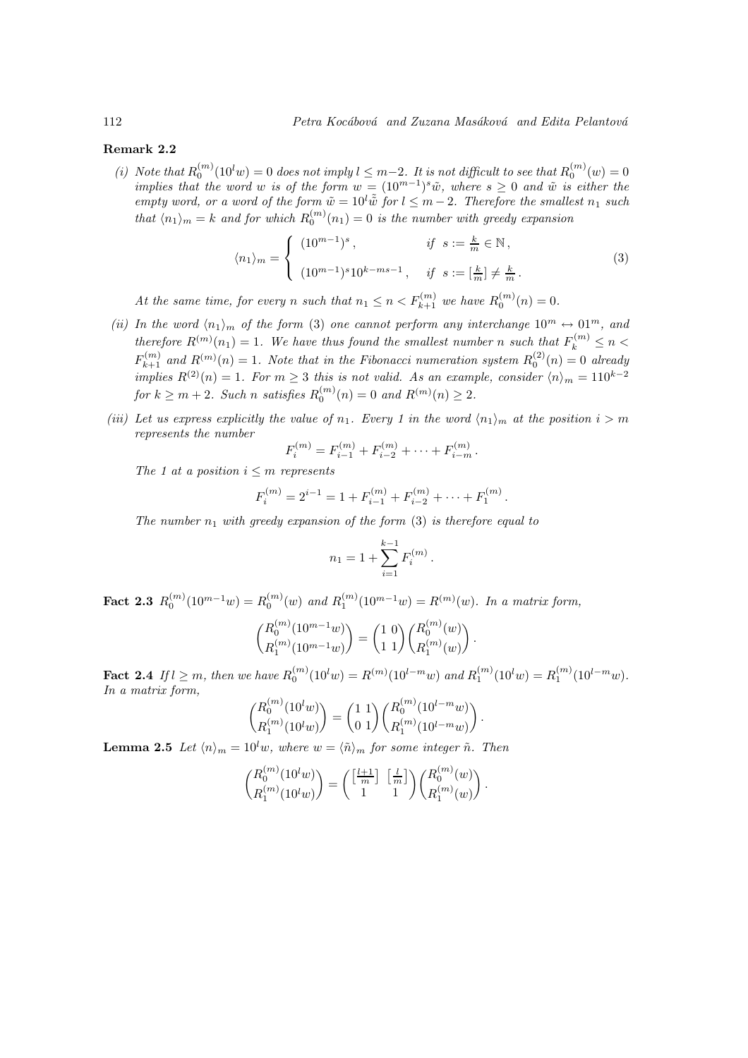**Remark 2.2**

*(i) Note that $R_0^{(m)}(10^l w) = 0$ does not imply $l \le m-2$. It is not difficult to see that $R_0^{(m)}(w) = 0$ implies that the word $w$ is of the form $w = (10^{m-1})^s \tilde{w}$, where $s \ge 0$ and $\tilde{w}$ is either the empty word, or a word of the form $\tilde{w} = 10^l \tilde{\tilde{w}}$ for $l \le m-2$. Therefore the smallest $n_1$ such that $\langle n_1 \rangle_m = k$ and for which $R_0^{(m)}(n_1) = 0$ is the number with greedy expansion*

$$\langle n_1 \rangle_m = \begin{cases} (10^{m-1})^s \,, & \text{if } \; s := \frac{k}{m} \in \mathbb{N}\,, \\ (10^{m-1})^s 10^{k-ms-1} \,, & \text{if } \; s := [\frac{k}{m}] \ne \frac{k}{m}\,. \end{cases} \tag{3}$$

*At the same time, for every $n$ such that $n_1 \le n < F_{k+1}^{(m)}$ we have $R_0^{(m)}(n) = 0$.*

*(ii) In the word $\langle n_1 \rangle_m$ of the form (3) one cannot perform any interchange $10^m \leftrightarrow 01^m$, and therefore $R^{(m)}(n_1) = 1$. We have thus found the smallest number $n$ such that $F_k^{(m)} \le n < F_{k+1}^{(m)}$ and $R^{(m)}(n) = 1$. Note that in the Fibonacci numeration system $R_0^{(2)}(n) = 0$ already implies $R^{(2)}(n) = 1$. For $m \ge 3$ this is not valid. As an example, consider $\langle n \rangle_m = 110^{k-2}$ for $k \ge m+2$. Such $n$ satisfies $R_0^{(m)}(n) = 0$ and $R^{(m)}(n) \ge 2$.*

*(iii) Let us express explicitly the value of $n_1$. Every 1 in the word $\langle n_1 \rangle_m$ at the position $i > m$ represents the number*

$$F_i^{(m)} = F_{i-1}^{(m)} + F_{i-2}^{(m)} + \cdots + F_{i-m}^{(m)}\,.$$

*The 1 at a position $i \le m$ represents*

$$F_i^{(m)} = 2^{i-1} = 1 + F_{i-1}^{(m)} + F_{i-2}^{(m)} + \cdots + F_1^{(m)}\,.$$

*The number $n_1$ with greedy expansion of the form (3) is therefore equal to*

$$n_1 = 1 + \sum_{i=1}^{k-1} F_i^{(m)}\,.$$

**Fact 2.3** *$R_0^{(m)}(10^{m-1}w) = R_0^{(m)}(w)$ and $R_1^{(m)}(10^{m-1}w) = R^{(m)}(w)$. In a matrix form,*

$$\begin{pmatrix} R_0^{(m)}(10^{m-1}w) \\ R_1^{(m)}(10^{m-1}w) \end{pmatrix} = \begin{pmatrix} 1 & 0 \\ 1 & 1 \end{pmatrix} \begin{pmatrix} R_0^{(m)}(w) \\ R_1^{(m)}(w) \end{pmatrix}.$$

**Fact 2.4** *If $l \ge m$, then we have $R_0^{(m)}(10^l w) = R^{(m)}(10^{l-m}w)$ and $R_1^{(m)}(10^l w) = R_1^{(m)}(10^{l-m}w)$. In a matrix form,*

$$\begin{pmatrix} R_0^{(m)}(10^l w) \\ R_1^{(m)}(10^l w) \end{pmatrix} = \begin{pmatrix} 1 & 1 \\ 0 & 1 \end{pmatrix} \begin{pmatrix} R_0^{(m)}(10^{l-m}w) \\ R_1^{(m)}(10^{l-m}w) \end{pmatrix}.$$

**Lemma 2.5** *Let $\langle n \rangle_m = 10^l w$, where $w = \langle \tilde{n} \rangle_m$ for some integer $\tilde{n}$. Then*

$$\begin{pmatrix} R_0^{(m)}(10^l w) \\ R_1^{(m)}(10^l w) \end{pmatrix} = \begin{pmatrix} \left[\frac{l+1}{m}\right] & \left[\frac{l}{m}\right] \\ 1 & 1 \end{pmatrix} \begin{pmatrix} R_0^{(m)}(w) \\ R_1^{(m)}(w) \end{pmatrix}.$$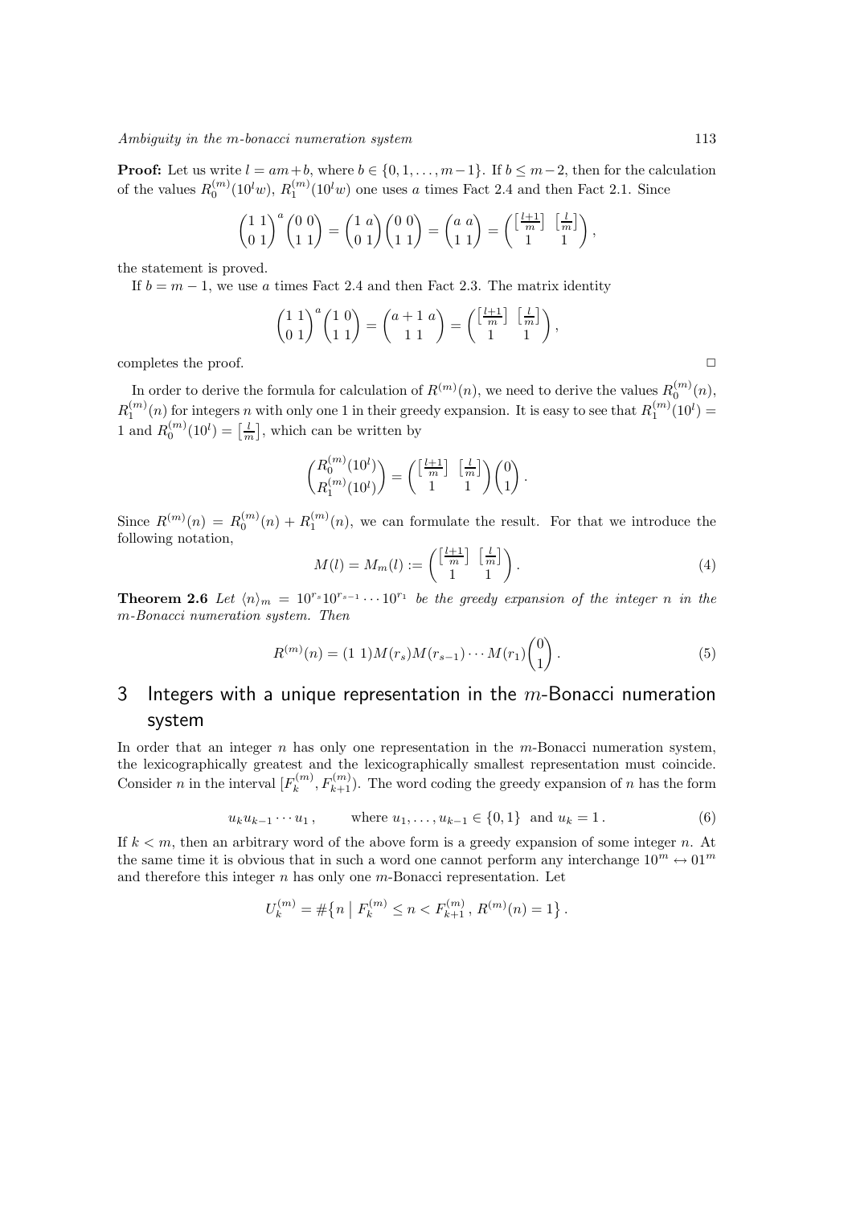**Proof:** Let us write $l = am+b$, where $b \in \{0,1,\dots,m-1\}$. If $b \le m-2$, then for the calculation of the values $R_0^{(m)}(10^l w)$, $R_1^{(m)}(10^l w)$ one uses $a$ times Fact 2.4 and then Fact 2.1. Since

$$\begin{pmatrix} 1 & 1 \\ 0 & 1 \end{pmatrix}^a \begin{pmatrix} 0 & 0 \\ 1 & 1 \end{pmatrix} = \begin{pmatrix} 1 & a \\ 0 & 1 \end{pmatrix} \begin{pmatrix} 0 & 0 \\ 1 & 1 \end{pmatrix} = \begin{pmatrix} a & a \\ 1 & 1 \end{pmatrix} = \begin{pmatrix} \left[\frac{l+1}{m}\right] & \left[\frac{l}{m}\right] \\ 1 & 1 \end{pmatrix},$$

the statement is proved.

If $b = m-1$, we use $a$ times Fact 2.4 and then Fact 2.3. The matrix identity

$$\begin{pmatrix} 1 & 1 \\ 0 & 1 \end{pmatrix}^a \begin{pmatrix} 1 & 0 \\ 1 & 1 \end{pmatrix} = \begin{pmatrix} a+1 & a \\ 1 & 1 \end{pmatrix} = \begin{pmatrix} \left[\frac{l+1}{m}\right] & \left[\frac{l}{m}\right] \\ 1 & 1 \end{pmatrix},$$

completes the proof. $\square$

In order to derive the formula for calculation of $R^{(m)}(n)$, we need to derive the values $R_0^{(m)}(n)$, $R_1^{(m)}(n)$ for integers $n$ with only one 1 in their greedy expansion. It is easy to see that $R_1^{(m)}(10^l) = 1$ and $R_0^{(m)}(10^l) = \left[\frac{l}{m}\right]$, which can be written by

$$\begin{pmatrix} R_0^{(m)}(10^l) \\ R_1^{(m)}(10^l) \end{pmatrix} = \begin{pmatrix} \left[\frac{l+1}{m}\right] & \left[\frac{l}{m}\right] \\ 1 & 1 \end{pmatrix} \begin{pmatrix} 0 \\ 1 \end{pmatrix}.$$

Since $R^{(m)}(n) = R_0^{(m)}(n) + R_1^{(m)}(n)$, we can formulate the result. For that we introduce the following notation,

$$M(l) = M_m(l) := \begin{pmatrix} \left[\frac{l+1}{m}\right] & \left[\frac{l}{m}\right] \\ 1 & 1 \end{pmatrix}. \tag{4}$$

**Theorem 2.6** *Let $\langle n \rangle_m = 10^{r_s}10^{r_{s-1}}\cdots 10^{r_1}$ be the greedy expansion of the integer $n$ in the $m$-Bonacci numeration system. Then*

$$R^{(m)}(n) = (1\ 1) M(r_s) M(r_{s-1}) \cdots M(r_1) \begin{pmatrix} 0 \\ 1 \end{pmatrix}. \tag{5}$$

## 3 Integers with a unique representation in the $m$-Bonacci numeration system

In order that an integer $n$ has only one representation in the $m$-Bonacci numeration system, the lexicographically greatest and the lexicographically smallest representation must coincide. Consider $n$ in the interval $[F_k^{(m)}, F_{k+1}^{(m)})$. The word coding the greedy expansion of $n$ has the form

$$u_k u_{k-1} \cdots u_1, \qquad \text{where } u_1,\dots,u_{k-1} \in \{0,1\} \text{ and } u_k = 1. \tag{6}$$

If $k < m$, then an arbitrary word of the above form is a greedy expansion of some integer $n$. At the same time it is obvious that in such a word one cannot perform any interchange $10^m \leftrightarrow 01^m$ and therefore this integer $n$ has only one $m$-Bonacci representation. Let

$$U_k^{(m)} = \#\{n \mid F_k^{(m)} \le n < F_{k+1}^{(m)},\, R^{(m)}(n) = 1\}.$$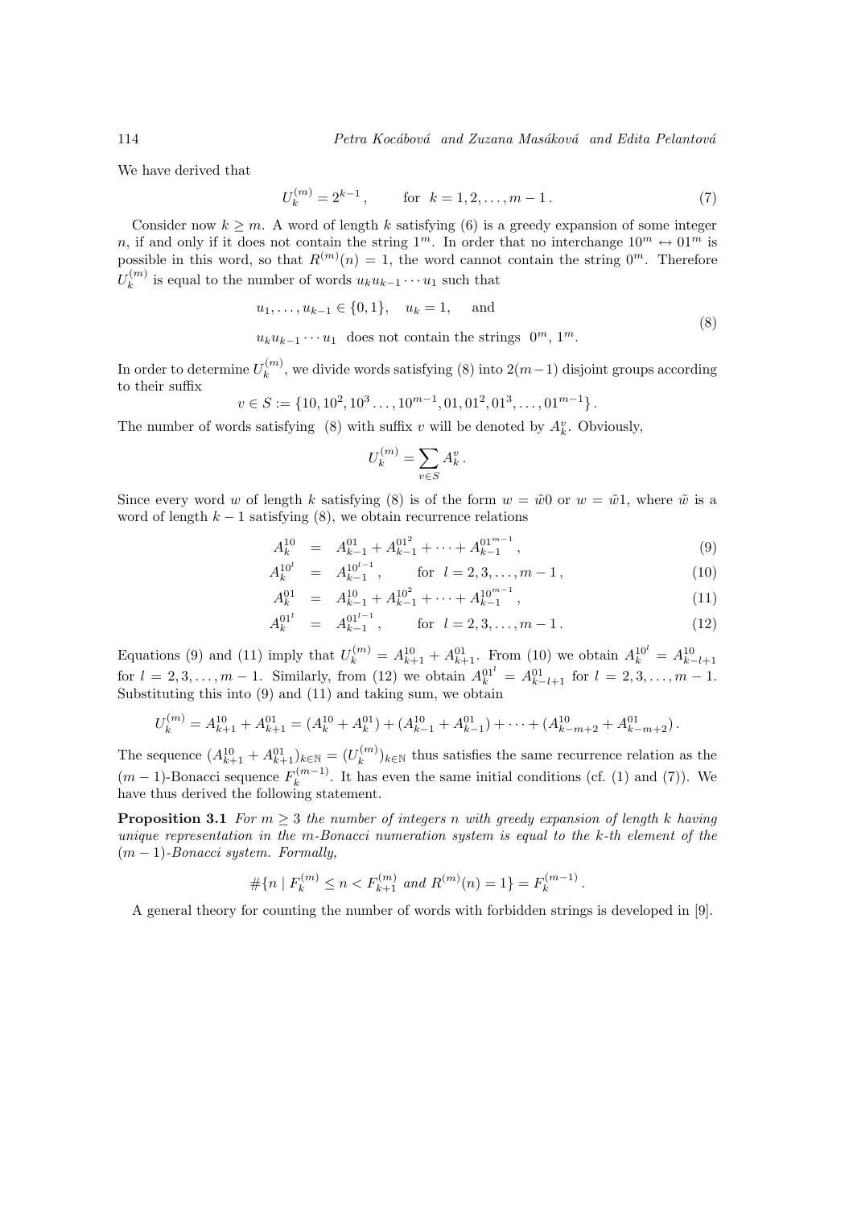We have derived that

$$U_k^{(m)} = 2^{k-1}\,, \qquad \text{for } \ k = 1, 2, \ldots, m-1\,. \tag{7}$$

Consider now $k \geq m$. A word of length $k$ satisfying (6) is a greedy expansion of some integer $n$, if and only if it does not contain the string $1^m$. In order that no interchange $10^m \leftrightarrow 01^m$ is possible in this word, so that $R^{(m)}(n) = 1$, the word cannot contain the string $0^m$. Therefore $U_k^{(m)}$ is equal to the number of words $u_k u_{k-1} \cdots u_1$ such that

$$\begin{aligned} & u_1, \ldots, u_{k-1} \in \{0,1\}, \quad u_k = 1, \quad \text{ and} \\ & u_k u_{k-1} \cdots u_1 \ \text{ does not contain the strings } \ 0^m, 1^m. \end{aligned} \tag{8}$$

In order to determine $U_k^{(m)}$, we divide words satisfying (8) into $2(m-1)$ disjoint groups according to their suffix

$$v \in S := \{10, 10^2, 10^3 \ldots, 10^{m-1}, 01, 01^2, 01^3, \ldots, 01^{m-1}\}\,.$$

The number of words satisfying (8) with suffix $v$ will be denoted by $A_k^v$. Obviously,

$$U_k^{(m)} = \sum_{v \in S} A_k^v\,.$$

Since every word $w$ of length $k$ satisfying (8) is of the form $w = \tilde{w}0$ or $w = \tilde{w}1$, where $\tilde{w}$ is a word of length $k-1$ satisfying (8), we obtain recurrence relations

$$A_k^{10} = A_{k-1}^{01} + A_{k-1}^{01^2} + \cdots + A_{k-1}^{01^{m-1}}\,, \tag{9}$$

$$A_k^{10^l} = A_{k-1}^{10^{l-1}}\,, \qquad \text{for } \ l = 2, 3, \ldots, m-1\,, \tag{10}$$

$$A_k^{01} = A_{k-1}^{10} + A_{k-1}^{10^2} + \cdots + A_{k-1}^{10^{m-1}}\,, \tag{11}$$

$$A_k^{01^l} = A_{k-1}^{01^{l-1}}\,, \qquad \text{for } \ l = 2, 3, \ldots, m-1\,. \tag{12}$$

Equations (9) and (11) imply that $U_k^{(m)} = A_{k+1}^{10} + A_{k+1}^{01}$. From (10) we obtain $A_k^{10^l} = A_{k-l+1}^{10}$ for $l = 2, 3, \ldots, m-1$. Similarly, from (12) we obtain $A_k^{01^l} = A_{k-l+1}^{01}$ for $l = 2, 3, \ldots, m-1$. Substituting this into (9) and (11) and taking sum, we obtain

$$U_k^{(m)} = A_{k+1}^{10} + A_{k+1}^{01} = (A_k^{10} + A_k^{01}) + (A_{k-1}^{10} + A_{k-1}^{01}) + \cdots + (A_{k-m+2}^{10} + A_{k-m+2}^{01})\,.$$

The sequence $(A_{k+1}^{10} + A_{k+1}^{01})_{k \in \mathbb{N}} = (U_k^{(m)})_{k \in \mathbb{N}}$ thus satisfies the same recurrence relation as the $(m-1)$-Bonacci sequence $F_k^{(m-1)}$. It has even the same initial conditions (cf. (1) and (7)). We have thus derived the following statement.

**Proposition 3.1** *For $m \geq 3$ the number of integers $n$ with greedy expansion of length $k$ having unique representation in the $m$-Bonacci numeration system is equal to the $k$-th element of the $(m-1)$-Bonacci system. Formally,*

$$\#\{n \mid F_k^{(m)} \leq n < F_{k+1}^{(m)} \text{ and } R^{(m)}(n) = 1\} = F_k^{(m-1)}\,.$$

A general theory for counting the number of words with forbidden strings is developed in [9].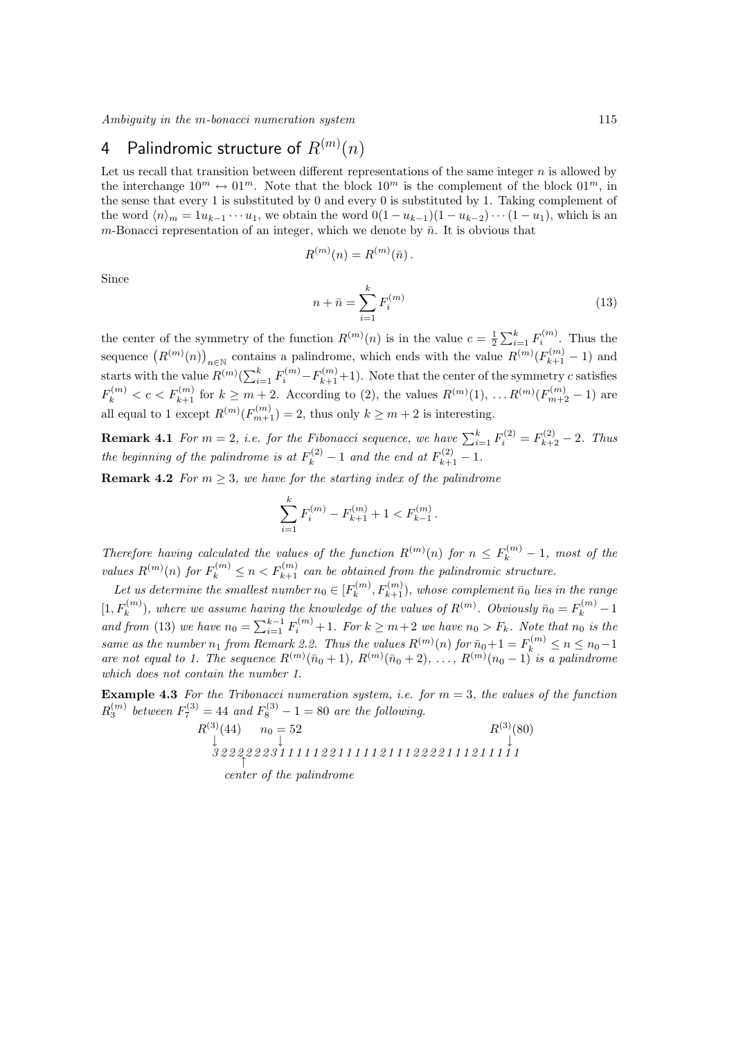## 4 Palindromic structure of $R^{(m)}(n)$

Let us recall that transition between different representations of the same integer $n$ is allowed by the interchange $10^m \leftrightarrow 01^m$. Note that the block $10^m$ is the complement of the block $01^m$, in the sense that every 1 is substituted by 0 and every 0 is substituted by 1. Taking complement of the word $\langle n\rangle_m = 1u_{k-1}\cdots u_1$, we obtain the word $0(1-u_{k-1})(1-u_{k-2})\cdots(1-u_1)$, which is an $m$-Bonacci representation of an integer, which we denote by $\bar{n}$. It is obvious that

$$R^{(m)}(n) = R^{(m)}(\bar{n})\,.$$

Since

$$n + \bar{n} = \sum_{i=1}^{k} F_i^{(m)} \tag{13}$$

the center of the symmetry of the function $R^{(m)}(n)$ is in the value $c = \frac{1}{2}\sum_{i=1}^{k} F_i^{(m)}$. Thus the sequence $\left(R^{(m)}(n)\right)_{n\in\mathbb{N}}$ contains a palindrome, which ends with the value $R^{(m)}(F_{k+1}^{(m)}-1)$ and starts with the value $R^{(m)}(\sum_{i=1}^{k} F_i^{(m)} - F_{k+1}^{(m)}+1)$. Note that the center of the symmetry $c$ satisfies $F_k^{(m)} < c < F_{k+1}^{(m)}$ for $k \geq m+2$. According to (2), the values $R^{(m)}(1), \ldots R^{(m)}(F_{m+2}^{(m)}-1)$ are all equal to 1 except $R^{(m)}(F_{m+1}^{(m)}) = 2$, thus only $k \geq m+2$ is interesting.

**Remark 4.1** *For $m = 2$, i.e. for the Fibonacci sequence, we have $\sum_{i=1}^{k} F_i^{(2)} = F_{k+2}^{(2)} - 2$. Thus the beginning of the palindrome is at $F_k^{(2)} - 1$ and the end at $F_{k+1}^{(2)} - 1$.*

**Remark 4.2** *For $m \geq 3$, we have for the starting index of the palindrome*

$$\sum_{i=1}^{k} F_i^{(m)} - F_{k+1}^{(m)} + 1 < F_{k-1}^{(m)}\,.$$

*Therefore having calculated the values of the function $R^{(m)}(n)$ for $n \leq F_k^{(m)} - 1$, most of the values $R^{(m)}(n)$ for $F_k^{(m)} \leq n < F_{k+1}^{(m)}$ can be obtained from the palindromic structure.*

*Let us determine the smallest number $n_0 \in [F_k^{(m)}, F_{k+1}^{(m)})$, whose complement $\bar{n}_0$ lies in the range $[1, F_k^{(m)})$, where we assume having the knowledge of the values of $R^{(m)}$. Obviously $\bar{n}_0 = F_k^{(m)} - 1$ and from (13) we have $n_0 = \sum_{i=1}^{k-1} F_i^{(m)} + 1$. For $k \geq m+2$ we have $n_0 > F_k$. Note that $n_0$ is the same as the number $n_1$ from Remark 2.2. Thus the values $R^{(m)}(n)$ for $\bar{n}_0 + 1 = F_k^{(m)} \leq n \leq n_0 - 1$ are not equal to 1. The sequence $R^{(m)}(\bar{n}_0+1)$, $R^{(m)}(\bar{n}_0+2)$, $\ldots$, $R^{(m)}(n_0-1)$ is a palindrome which does not contain the number 1.*

**Example 4.3** *For the Tribonacci numeration system, i.e. for $m = 3$, the values of the function $R_3^{(m)}$ between $F_7^{(3)} = 44$ and $F_8^{(3)} - 1 = 80$ are the following.*

```
R^(3)(44)     n_0 = 52                                          R^(3)(80)
   ↓             ↓                                                  ↓
  3 2 2 2 2 2 2 2 3 1 1 1 1 1 2 2 1 1 1 1 1 2 1 1 1 2 2 2 2 1 1 1 2 1 1 1 1 1
         ↑
    center of the palindrome
```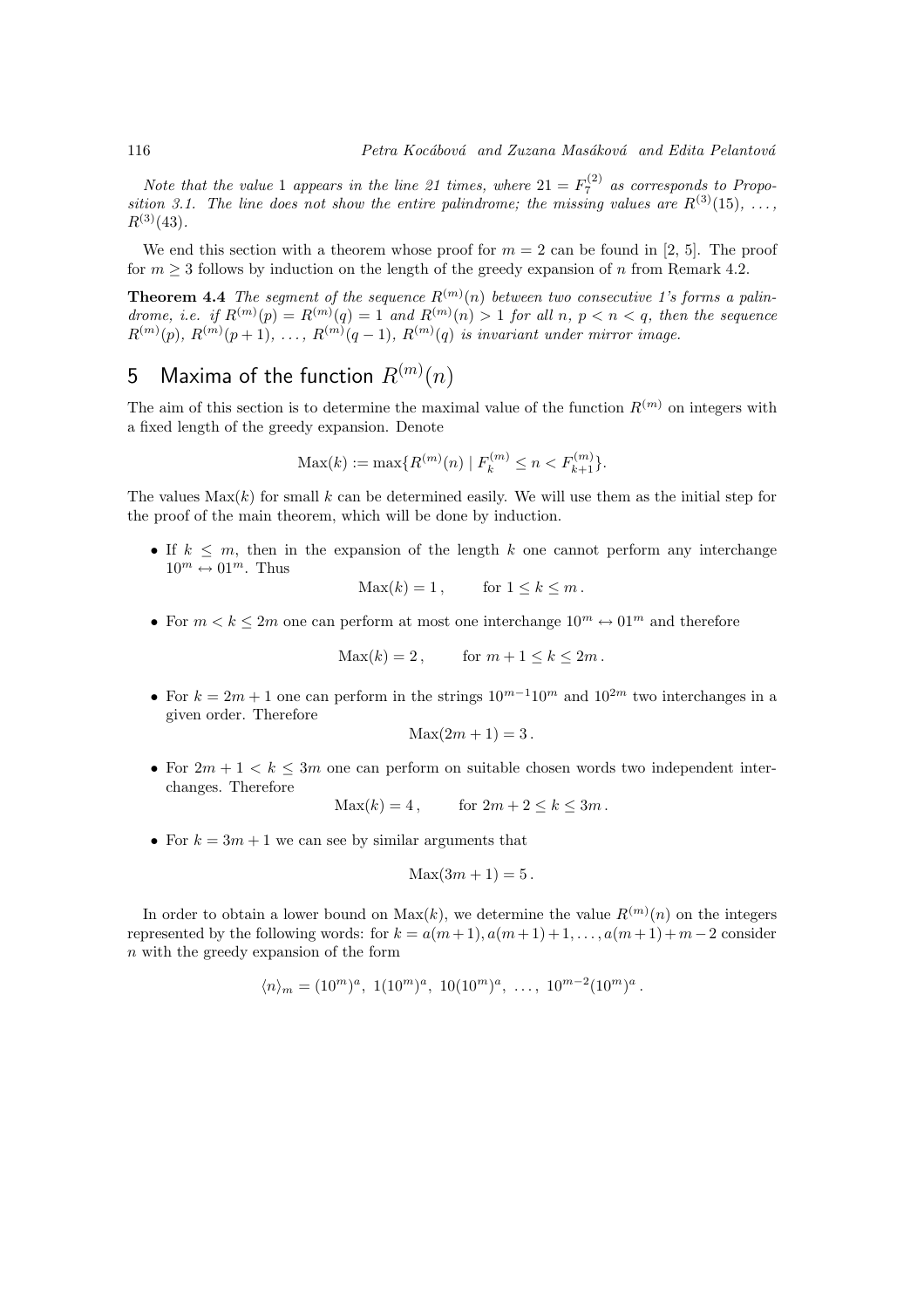*Note that the value 1 appears in the line 21 times, where $21 = F_7^{(2)}$ as corresponds to Proposition 3.1. The line does not show the entire palindrome; the missing values are $R^{(3)}(15), \ldots, R^{(3)}(43)$.*

We end this section with a theorem whose proof for $m = 2$ can be found in [2, 5]. The proof for $m \geq 3$ follows by induction on the length of the greedy expansion of $n$ from Remark 4.2.

**Theorem 4.4** *The segment of the sequence $R^{(m)}(n)$ between two consecutive 1's forms a palindrome, i.e. if $R^{(m)}(p) = R^{(m)}(q) = 1$ and $R^{(m)}(n) > 1$ for all $n$, $p < n < q$, then the sequence $R^{(m)}(p), R^{(m)}(p+1), \ldots, R^{(m)}(q-1), R^{(m)}(q)$ is invariant under mirror image.*

## 5 Maxima of the function $R^{(m)}(n)$

The aim of this section is to determine the maximal value of the function $R^{(m)}$ on integers with a fixed length of the greedy expansion. Denote

$$\mathrm{Max}(k) := \max\{R^{(m)}(n) \mid F_k^{(m)} \leq n < F_{k+1}^{(m)}\}.$$

The values $\mathrm{Max}(k)$ for small $k$ can be determined easily. We will use them as the initial step for the proof of the main theorem, which will be done by induction.

- If $k \leq m$, then in the expansion of the length $k$ one cannot perform any interchange $10^m \leftrightarrow 01^m$. Thus
$$\mathrm{Max}(k) = 1\,, \qquad \text{for } 1 \leq k \leq m\,.$$
- For $m < k \leq 2m$ one can perform at most one interchange $10^m \leftrightarrow 01^m$ and therefore
$$\mathrm{Max}(k) = 2\,, \qquad \text{for } m+1 \leq k \leq 2m\,.$$
- For $k = 2m+1$ one can perform in the strings $10^{m-1}10^m$ and $10^{2m}$ two interchanges in a given order. Therefore
$$\mathrm{Max}(2m+1) = 3\,.$$
- For $2m+1 < k \leq 3m$ one can perform on suitable chosen words two independent interchanges. Therefore
$$\mathrm{Max}(k) = 4\,, \qquad \text{for } 2m+2 \leq k \leq 3m\,.$$
- For $k = 3m+1$ we can see by similar arguments that
$$\mathrm{Max}(3m+1) = 5\,.$$

In order to obtain a lower bound on $\mathrm{Max}(k)$, we determine the value $R^{(m)}(n)$ on the integers represented by the following words: for $k = a(m+1), a(m+1)+1, \ldots, a(m+1)+m-2$ consider $n$ with the greedy expansion of the form

$$\langle n\rangle_m = (10^m)^a,\ 1(10^m)^a,\ 10(10^m)^a,\ \ldots,\ 10^{m-2}(10^m)^a\,.$$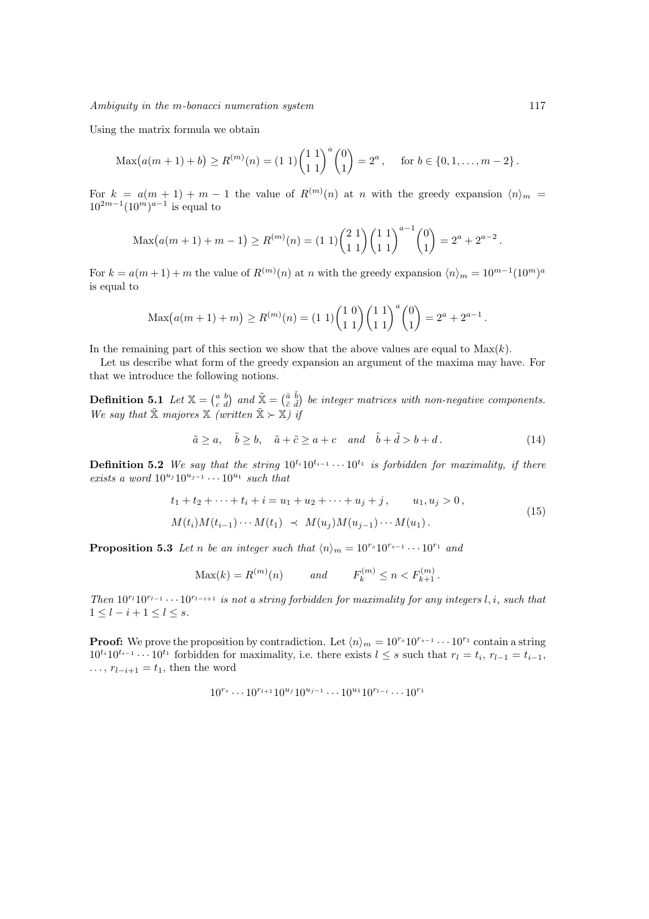Using the matrix formula we obtain

$$\mathrm{Max}\big(a(m+1)+b\big) \geq R^{(m)}(n) = (1\ 1)\begin{pmatrix}1 & 1\\ 1 & 1\end{pmatrix}^a \begin{pmatrix}0\\ 1\end{pmatrix} = 2^a\,, \qquad \text{for } b \in \{0,1,\dots,m-2\}\,.$$

For $k = a(m+1)+m-1$ the value of $R^{(m)}(n)$ at $n$ with the greedy expansion $\langle n\rangle_m = 10^{2m-1}(10^m)^{a-1}$ is equal to

$$\mathrm{Max}\big(a(m+1)+m-1\big) \geq R^{(m)}(n) = (1\ 1)\begin{pmatrix}2 & 1\\ 1 & 1\end{pmatrix}\begin{pmatrix}1 & 1\\ 1 & 1\end{pmatrix}^{a-1} \begin{pmatrix}0\\ 1\end{pmatrix} = 2^a + 2^{a-2}\,.$$

For $k = a(m+1)+m$ the value of $R^{(m)}(n)$ at $n$ with the greedy expansion $\langle n\rangle_m = 10^{m-1}(10^m)^a$ is equal to

$$\mathrm{Max}\big(a(m+1)+m\big) \geq R^{(m)}(n) = (1\ 1)\begin{pmatrix}1 & 0\\ 1 & 1\end{pmatrix}\begin{pmatrix}1 & 1\\ 1 & 1\end{pmatrix}^{a} \begin{pmatrix}0\\ 1\end{pmatrix} = 2^a + 2^{a-1}\,.$$

In the remaining part of this section we show that the above values are equal to $\mathrm{Max}(k)$.

Let us describe what form of the greedy expansion an argument of the maxima may have. For that we introduce the following notions.

**Definition 5.1** *Let $\mathbb{X} = \left(\begin{smallmatrix}a & b\\ c & d\end{smallmatrix}\right)$ and $\tilde{\mathbb{X}} = \left(\begin{smallmatrix}\tilde a & \tilde b\\ \tilde c & \tilde d\end{smallmatrix}\right)$ be integer matrices with non-negative components. We say that $\tilde{\mathbb{X}}$ majores $\mathbb{X}$ (written $\tilde{\mathbb{X}} \succ \mathbb{X}$) if*

$$\tilde a \geq a\,, \quad \tilde b \geq b\,, \quad \tilde a + \tilde c \geq a + c \quad \text{and} \quad \tilde b + \tilde d > b + d\,. \tag{14}$$

**Definition 5.2** *We say that the string $10^{t_i}10^{t_{i-1}}\cdots 10^{t_1}$ is forbidden for maximality, if there exists a word $10^{u_j}10^{u_{j-1}}\cdots 10^{u_1}$ such that*

$$\begin{aligned} &t_1 + t_2 + \cdots + t_i + i = u_1 + u_2 + \cdots + u_j + j\,, \qquad u_1, u_j > 0\,,\\ &M(t_i)M(t_{i-1})\cdots M(t_1) \prec M(u_j)M(u_{j-1})\cdots M(u_1)\,. \end{aligned} \tag{15}$$

**Proposition 5.3** *Let $n$ be an integer such that $\langle n\rangle_m = 10^{r_s}10^{r_{s-1}}\cdots 10^{r_1}$ and*

$$\mathrm{Max}(k) = R^{(m)}(n) \qquad \text{and} \qquad F_k^{(m)} \leq n < F_{k+1}^{(m)}\,.$$

*Then $10^{r_l}10^{r_{l-1}}\cdots 10^{r_{l-i+1}}$ is not a string forbidden for maximality for any integers $l, i$, such that $1 \leq l-i+1 \leq l \leq s$.*

**Proof:** We prove the proposition by contradiction. Let $\langle n\rangle_m = 10^{r_s}10^{r_{s-1}}\cdots 10^{r_1}$ contain a string $10^{t_i}10^{t_{i-1}}\cdots 10^{t_1}$ forbidden for maximality, i.e. there exists $l \leq s$ such that $r_l = t_i$, $r_{l-1} = t_{i-1}$, $\dots$, $r_{l-i+1} = t_1$, then the word

$$10^{r_s}\cdots 10^{r_{l+1}}10^{u_j}10^{u_{j-1}}\cdots 10^{u_1}10^{r_{l-i}}\cdots 10^{r_1}$$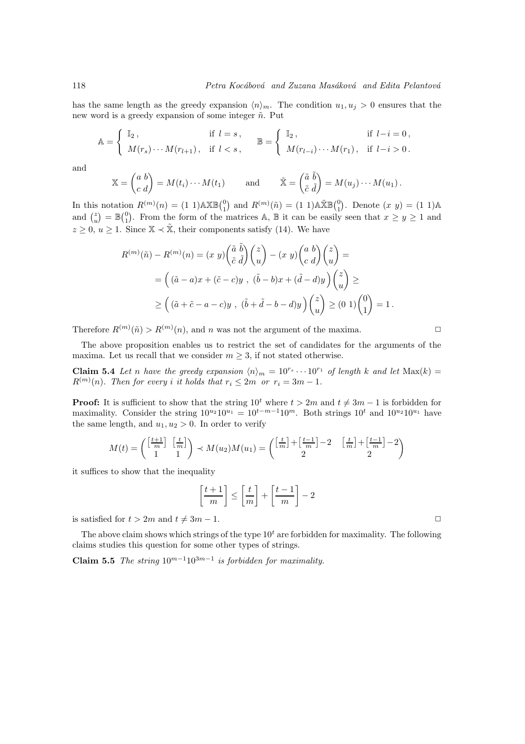has the same length as the greedy expansion $\langle n \rangle_m$. The condition $u_1, u_j > 0$ ensures that the new word is a greedy expansion of some integer $\tilde{n}$. Put

$$\mathbb{A} = \begin{cases} \mathbb{I}_2\,, & \text{if } l = s\,, \\ M(r_s)\cdots M(r_{l+1})\,, & \text{if } l < s\,, \end{cases} \qquad \mathbb{B} = \begin{cases} \mathbb{I}_2\,, & \text{if } l - i = 0\,, \\ M(r_{l-i})\cdots M(r_1)\,, & \text{if } l - i > 0\,. \end{cases}$$

and

$$\mathbb{X} = \begin{pmatrix} a & b \\ c & d \end{pmatrix} = M(t_i)\cdots M(t_1) \qquad \text{and} \qquad \tilde{\mathbb{X}} = \begin{pmatrix} \tilde{a} & \tilde{b} \\ \tilde{c} & \tilde{d} \end{pmatrix} = M(u_j)\cdots M(u_1)\,.$$

In this notation $R^{(m)}(n) = (1\ 1)\mathbb{A}\mathbb{X}\mathbb{B}\binom{0}{1}$ and $R^{(m)}(\tilde{n}) = (1\ 1)\mathbb{A}\tilde{\mathbb{X}}\mathbb{B}\binom{0}{1}$. Denote $(x\ y) = (1\ 1)\mathbb{A}$ and $\binom{z}{u} = \mathbb{B}\binom{0}{1}$. From the form of the matrices $\mathbb{A}$, $\mathbb{B}$ it can be easily seen that $x \geq y \geq 1$ and $z \geq 0$, $u \geq 1$. Since $\mathbb{X} \prec \tilde{\mathbb{X}}$, their components satisfy (14). We have

$$\begin{aligned} R^{(m)}(\tilde{n}) - R^{(m)}(n) &= (x\ y)\begin{pmatrix} \tilde{a} & \tilde{b} \\ \tilde{c} & \tilde{d} \end{pmatrix}\begin{pmatrix} z \\ u \end{pmatrix} - (x\ y)\begin{pmatrix} a & b \\ c & d \end{pmatrix}\begin{pmatrix} z \\ u \end{pmatrix} = \\ &= \Big( (\tilde{a} - a)x + (\tilde{c} - c)y\ ,\ (\tilde{b} - b)x + (\tilde{d} - d)y \Big)\begin{pmatrix} z \\ u \end{pmatrix} \geq \\ &\geq \Big( (\tilde{a} + \tilde{c} - a - c)y\ ,\ (\tilde{b} + \tilde{d} - b - d)y \Big)\begin{pmatrix} z \\ u \end{pmatrix} \geq (0\ 1)\begin{pmatrix} 0 \\ 1 \end{pmatrix} = 1\,. \end{aligned}$$

Therefore $R^{(m)}(\tilde{n}) > R^{(m)}(n)$, and $n$ was not the argument of the maxima. □

The above proposition enables us to restrict the set of candidates for the arguments of the maxima. Let us recall that we consider $m \geq 3$, if not stated otherwise.

**Claim 5.4** *Let $n$ have the greedy expansion $\langle n \rangle_m = 10^{r_s} \cdots 10^{r_1}$ of length $k$ and let $\mathrm{Max}(k) = R^{(m)}(n)$. Then for every $i$ it holds that $r_i \leq 2m$ or $r_i = 3m - 1$.*

**Proof:** It is sufficient to show that the string $10^t$ where $t > 2m$ and $t \neq 3m - 1$ is forbidden for maximality. Consider the string $10^{u_2}10^{u_1} = 10^{t-m-1}10^m$. Both strings $10^t$ and $10^{u_2}10^{u_1}$ have the same length, and $u_1, u_2 > 0$. In order to verify

$$M(t) = \begin{pmatrix} \left[\frac{t+1}{m}\right] & \left[\frac{t}{m}\right] \\ 1 & 1 \end{pmatrix} \prec M(u_2)M(u_1) = \begin{pmatrix} \left[\frac{t}{m}\right] + \left[\frac{t-1}{m}\right] - 2 & \left[\frac{t}{m}\right] + \left[\frac{t-1}{m}\right] - 2 \\ 2 & 2 \end{pmatrix}$$

it suffices to show that the inequality

$$\left[\frac{t+1}{m}\right] \leq \left[\frac{t}{m}\right] + \left[\frac{t-1}{m}\right] - 2$$

is satisfied for $t > 2m$ and $t \neq 3m - 1$. □

The above claim shows which strings of the type $10^t$ are forbidden for maximality. The following claims studies this question for some other types of strings.

**Claim 5.5** *The string $10^{m-1}10^{3m-1}$ is forbidden for maximality.*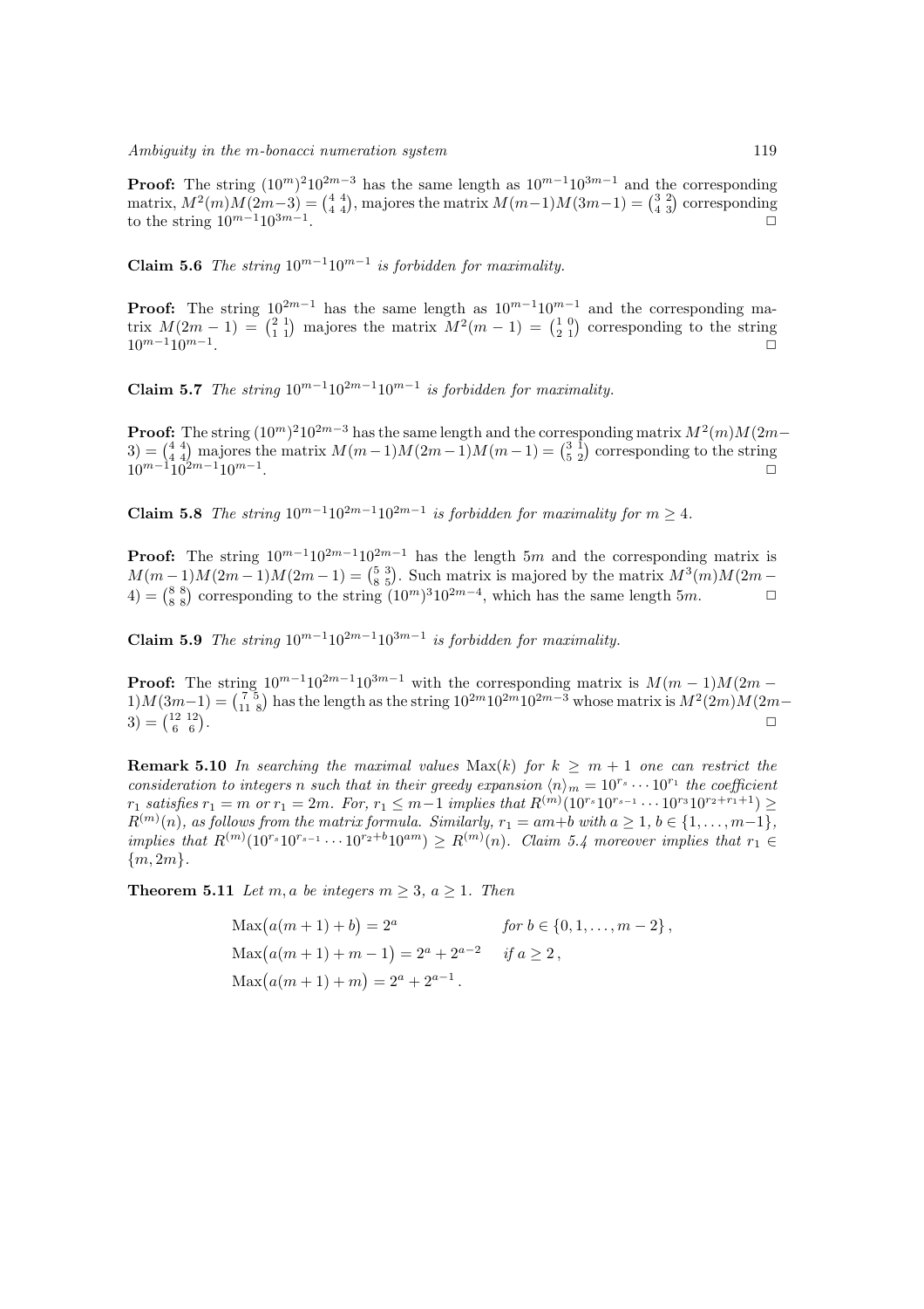**Proof:** The string $(10^m)^2 10^{2m-3}$ has the same length as $10^{m-1}10^{3m-1}$ and the corresponding matrix, $M^2(m)M(2m-3) = \begin{pmatrix} 4 & 4 \\ 4 & 4 \end{pmatrix}$, majores the matrix $M(m-1)M(3m-1) = \begin{pmatrix} 3 & 2 \\ 4 & 3 \end{pmatrix}$ corresponding to the string $10^{m-1}10^{3m-1}$. □

**Claim 5.6** *The string $10^{m-1}10^{m-1}$ is forbidden for maximality.*

**Proof:** The string $10^{2m-1}$ has the same length as $10^{m-1}10^{m-1}$ and the corresponding matrix $M(2m-1) = \begin{pmatrix} 2 & 1 \\ 1 & 1 \end{pmatrix}$ majores the matrix $M^2(m-1) = \begin{pmatrix} 1 & 0 \\ 2 & 1 \end{pmatrix}$ corresponding to the string $10^{m-1}10^{m-1}$. □

**Claim 5.7** *The string $10^{m-1}10^{2m-1}10^{m-1}$ is forbidden for maximality.*

**Proof:** The string $(10^m)^2 10^{2m-3}$ has the same length and the corresponding matrix $M^2(m)M(2m-3) = \begin{pmatrix} 4 & 4 \\ 4 & 4 \end{pmatrix}$ majores the matrix $M(m-1)M(2m-1)M(m-1) = \begin{pmatrix} 3 & 1 \\ 5 & 2 \end{pmatrix}$ corresponding to the string $10^{m-1}10^{2m-1}10^{m-1}$. □

**Claim 5.8** *The string $10^{m-1}10^{2m-1}10^{2m-1}$ is forbidden for maximality for $m \geq 4$.*

**Proof:** The string $10^{m-1}10^{2m-1}10^{2m-1}$ has the length $5m$ and the corresponding matrix is $M(m-1)M(2m-1)M(2m-1) = \begin{pmatrix} 5 & 3 \\ 8 & 5 \end{pmatrix}$. Such matrix is majored by the matrix $M^3(m)M(2m-4) = \begin{pmatrix} 8 & 8 \\ 8 & 8 \end{pmatrix}$ corresponding to the string $(10^m)^3 10^{2m-4}$, which has the same length $5m$. □

**Claim 5.9** *The string $10^{m-1}10^{2m-1}10^{3m-1}$ is forbidden for maximality.*

**Proof:** The string $10^{m-1}10^{2m-1}10^{3m-1}$ with the corresponding matrix is $M(m-1)M(2m-1)M(3m-1) = \begin{pmatrix} 7 & 5 \\ 11 & 8 \end{pmatrix}$ has the length as the string $10^{2m}10^{2m}10^{2m-3}$ whose matrix is $M^2(2m)M(2m-3) = \begin{pmatrix} 12 & 12 \\ 6 & 6 \end{pmatrix}$. □

**Remark 5.10** *In searching the maximal values $\mathrm{Max}(k)$ for $k \geq m+1$ one can restrict the consideration to integers $n$ such that in their greedy expansion $\langle n \rangle_m = 10^{r_s} \cdots 10^{r_1}$ the coefficient $r_1$ satisfies $r_1 = m$ or $r_1 = 2m$. For, $r_1 \leq m-1$ implies that $R^{(m)}(10^{r_s}10^{r_{s-1}} \cdots 10^{r_3}10^{r_2+r_1+1}) \geq R^{(m)}(n)$, as follows from the matrix formula. Similarly, $r_1 = am+b$ with $a \geq 1$, $b \in \{1, \ldots, m-1\}$, implies that $R^{(m)}(10^{r_s}10^{r_{s-1}} \cdots 10^{r_2+b}10^{am}) \geq R^{(m)}(n)$. Claim 5.4 moreover implies that $r_1 \in \{m, 2m\}$.*

**Theorem 5.11** *Let $m, a$ be integers $m \geq 3$, $a \geq 1$. Then*

$$\begin{aligned}
\mathrm{Max}\big(a(m+1)+b\big) &= 2^a && \text{for } b \in \{0, 1, \ldots, m-2\}, \\
\mathrm{Max}\big(a(m+1)+m-1\big) &= 2^a + 2^{a-2} && \text{if } a \geq 2, \\
\mathrm{Max}\big(a(m+1)+m\big) &= 2^a + 2^{a-1}.
\end{aligned}$$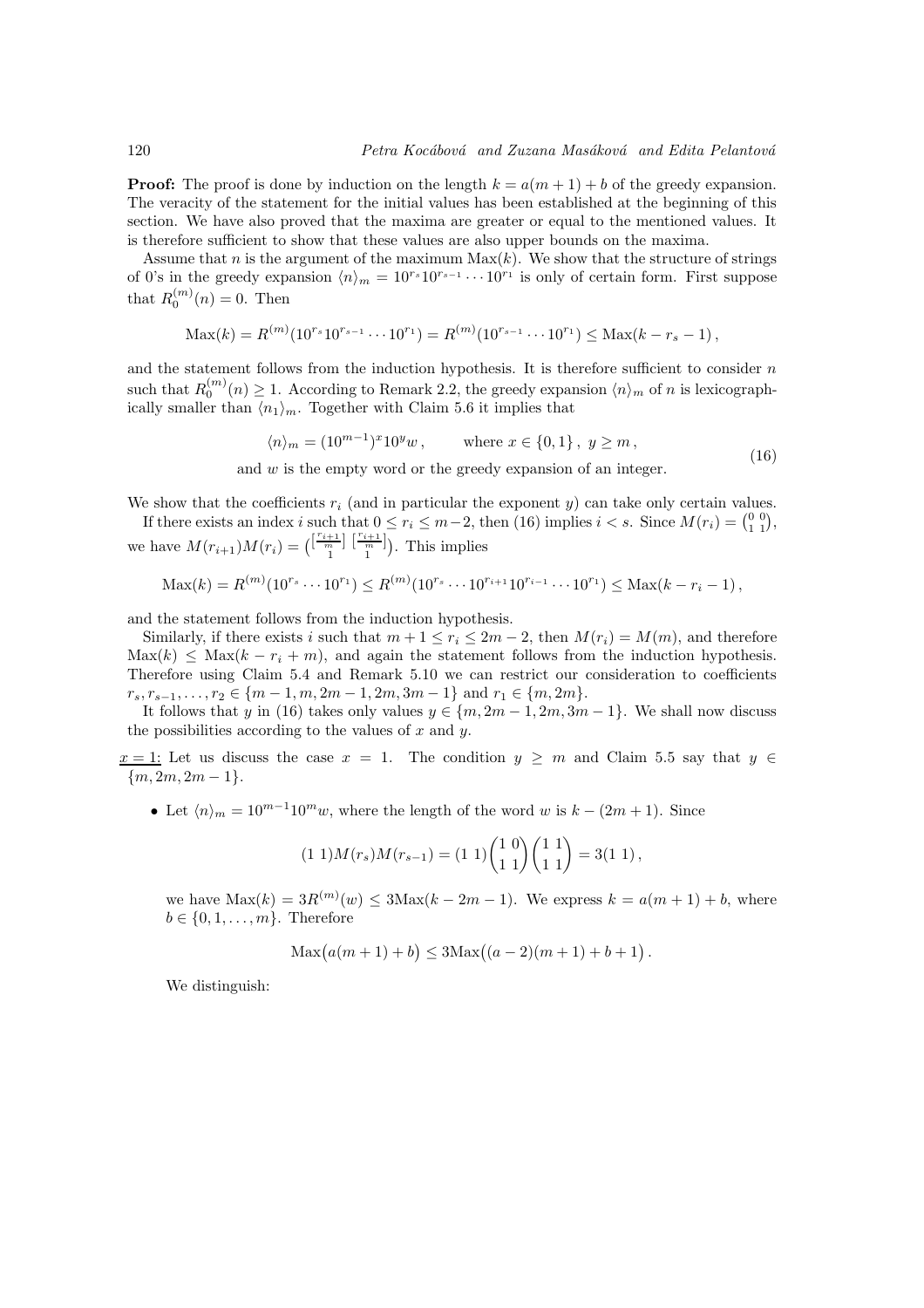**Proof:** The proof is done by induction on the length $k = a(m+1)+b$ of the greedy expansion. The veracity of the statement for the initial values has been established at the beginning of this section. We have also proved that the maxima are greater or equal to the mentioned values. It is therefore sufficient to show that these values are also upper bounds on the maxima.

Assume that $n$ is the argument of the maximum $\mathrm{Max}(k)$. We show that the structure of strings of 0's in the greedy expansion $\langle n\rangle_m = 10^{r_s}10^{r_{s-1}}\cdots 10^{r_1}$ is only of certain form. First suppose that $R_0^{(m)}(n) = 0$. Then

$$\mathrm{Max}(k) = R^{(m)}(10^{r_s}10^{r_{s-1}}\cdots 10^{r_1}) = R^{(m)}(10^{r_{s-1}}\cdots 10^{r_1}) \le \mathrm{Max}(k - r_s - 1)\,,$$

and the statement follows from the induction hypothesis. It is therefore sufficient to consider $n$ such that $R_0^{(m)}(n) \ge 1$. According to Remark 2.2, the greedy expansion $\langle n\rangle_m$ of $n$ is lexicographically smaller than $\langle n_1\rangle_m$. Together with Claim 5.6 it implies that

$$\langle n\rangle_m = (10^{m-1})^x 10^y w\,, \qquad \text{where } x\in\{0,1\}\,,\ y\ge m\,, \tag{16}$$

and $w$ is the empty word or the greedy expansion of an integer.

We show that the coefficients $r_i$ (and in particular the exponent $y$) can take only certain values.

If there exists an index $i$ such that $0 \le r_i \le m-2$, then (16) implies $i < s$. Since $M(r_i) = \begin{pmatrix}0&0\\1&1\end{pmatrix}$, we have $M(r_{i+1})M(r_i) = \begin{pmatrix}\left[\frac{r_{i+1}}{m}\right] & \left[\frac{r_{i+1}}{m}\right]\\ 1 & 1\end{pmatrix}$. This implies

$$\mathrm{Max}(k) = R^{(m)}(10^{r_s}\cdots 10^{r_1}) \le R^{(m)}(10^{r_s}\cdots 10^{r_{i+1}}10^{r_{i-1}}\cdots 10^{r_1}) \le \mathrm{Max}(k - r_i - 1)\,,$$

and the statement follows from the induction hypothesis.

Similarly, if there exists $i$ such that $m+1 \le r_i \le 2m-2$, then $M(r_i) = M(m)$, and therefore $\mathrm{Max}(k) \le \mathrm{Max}(k - r_i + m)$, and again the statement follows from the induction hypothesis. Therefore using Claim 5.4 and Remark 5.10 we can restrict our consideration to coefficients $r_s, r_{s-1}, \ldots, r_2 \in \{m-1, m, 2m-1, 2m, 3m-1\}$ and $r_1 \in \{m, 2m\}$.

It follows that $y$ in (16) takes only values $y \in \{m, 2m-1, 2m, 3m-1\}$. We shall now discuss the possibilities according to the values of $x$ and $y$.

<u>$x = 1$:</u> Let us discuss the case $x = 1$. The condition $y \ge m$ and Claim 5.5 say that $y \in \{m, 2m, 2m-1\}$.

- Let $\langle n\rangle_m = 10^{m-1}10^m w$, where the length of the word $w$ is $k - (2m+1)$. Since

$$(1\ 1)M(r_s)M(r_{s-1}) = (1\ 1)\begin{pmatrix}1&0\\1&1\end{pmatrix}\begin{pmatrix}1&1\\1&1\end{pmatrix} = 3(1\ 1)\,,$$

we have $\mathrm{Max}(k) = 3R^{(m)}(w) \le 3\mathrm{Max}(k - 2m - 1)$. We express $k = a(m+1)+b$, where $b \in \{0, 1, \ldots, m\}$. Therefore

$$\mathrm{Max}\big(a(m+1)+b\big) \le 3\mathrm{Max}\big((a-2)(m+1)+b+1\big)\,.$$

We distinguish: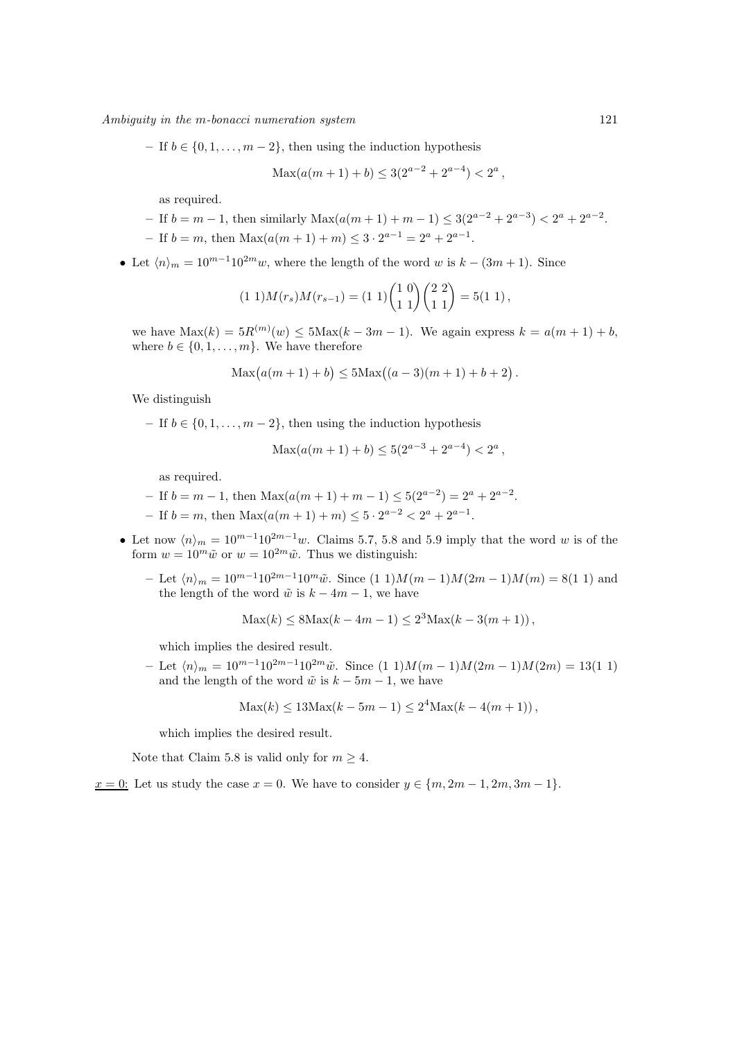– If $b \in \{0, 1, \ldots, m-2\}$, then using the induction hypothesis

$$\mathrm{Max}(a(m+1)+b) \le 3(2^{a-2} + 2^{a-4}) < 2^a\,,$$

as required.

– If $b = m-1$, then similarly $\mathrm{Max}(a(m+1)+m-1) \le 3(2^{a-2}+2^{a-3}) < 2^a + 2^{a-2}$.

– If $b = m$, then $\mathrm{Max}(a(m+1)+m) \le 3 \cdot 2^{a-1} = 2^a + 2^{a-1}$.

- Let $\langle n \rangle_m = 10^{m-1}10^{2m}w$, where the length of the word $w$ is $k-(3m+1)$. Since

$$(1\ 1)M(r_s)M(r_{s-1}) = (1\ 1)\begin{pmatrix} 1 & 0 \\ 1 & 1 \end{pmatrix}\begin{pmatrix} 2 & 2 \\ 1 & 1 \end{pmatrix} = 5(1\ 1)\,,$$

we have $\mathrm{Max}(k) = 5R^{(m)}(w) \le 5\mathrm{Max}(k-3m-1)$. We again express $k = a(m+1)+b$, where $b \in \{0, 1, \ldots, m\}$. We have therefore

$$\mathrm{Max}\big(a(m+1)+b\big) \le 5\mathrm{Max}\big((a-3)(m+1)+b+2\big)\,.$$

We distinguish

– If $b \in \{0, 1, \ldots, m-2\}$, then using the induction hypothesis

$$\mathrm{Max}(a(m+1)+b) \le 5(2^{a-3}+2^{a-4}) < 2^a\,,$$

as required.

– If $b = m-1$, then $\mathrm{Max}(a(m+1)+m-1) \le 5(2^{a-2}) = 2^a + 2^{a-2}$.

– If $b = m$, then $\mathrm{Max}(a(m+1)+m) \le 5 \cdot 2^{a-2} < 2^a + 2^{a-1}$.

- Let now $\langle n \rangle_m = 10^{m-1}10^{2m-1}w$. Claims 5.7, 5.8 and 5.9 imply that the word $w$ is of the form $w = 10^m\tilde{w}$ or $w = 10^{2m}\tilde{w}$. Thus we distinguish:

– Let $\langle n \rangle_m = 10^{m-1}10^{2m-1}10^m\tilde{w}$. Since $(1\ 1)M(m-1)M(2m-1)M(m) = 8(1\ 1)$ and the length of the word $\tilde{w}$ is $k-4m-1$, we have

$$\mathrm{Max}(k) \le 8\mathrm{Max}(k-4m-1) \le 2^3\mathrm{Max}(k-3(m+1))\,,$$

which implies the desired result.

– Let $\langle n \rangle_m = 10^{m-1}10^{2m-1}10^{2m}\tilde{w}$. Since $(1\ 1)M(m-1)M(2m-1)M(2m) = 13(1\ 1)$ and the length of the word $\tilde{w}$ is $k-5m-1$, we have

$$\mathrm{Max}(k) \le 13\mathrm{Max}(k-5m-1) \le 2^4\mathrm{Max}(k-4(m+1))\,,$$

which implies the desired result.

Note that Claim 5.8 is valid only for $m \ge 4$.

$\underline{x = 0:}$ Let us study the case $x = 0$. We have to consider $y \in \{m, 2m-1, 2m, 3m-1\}$.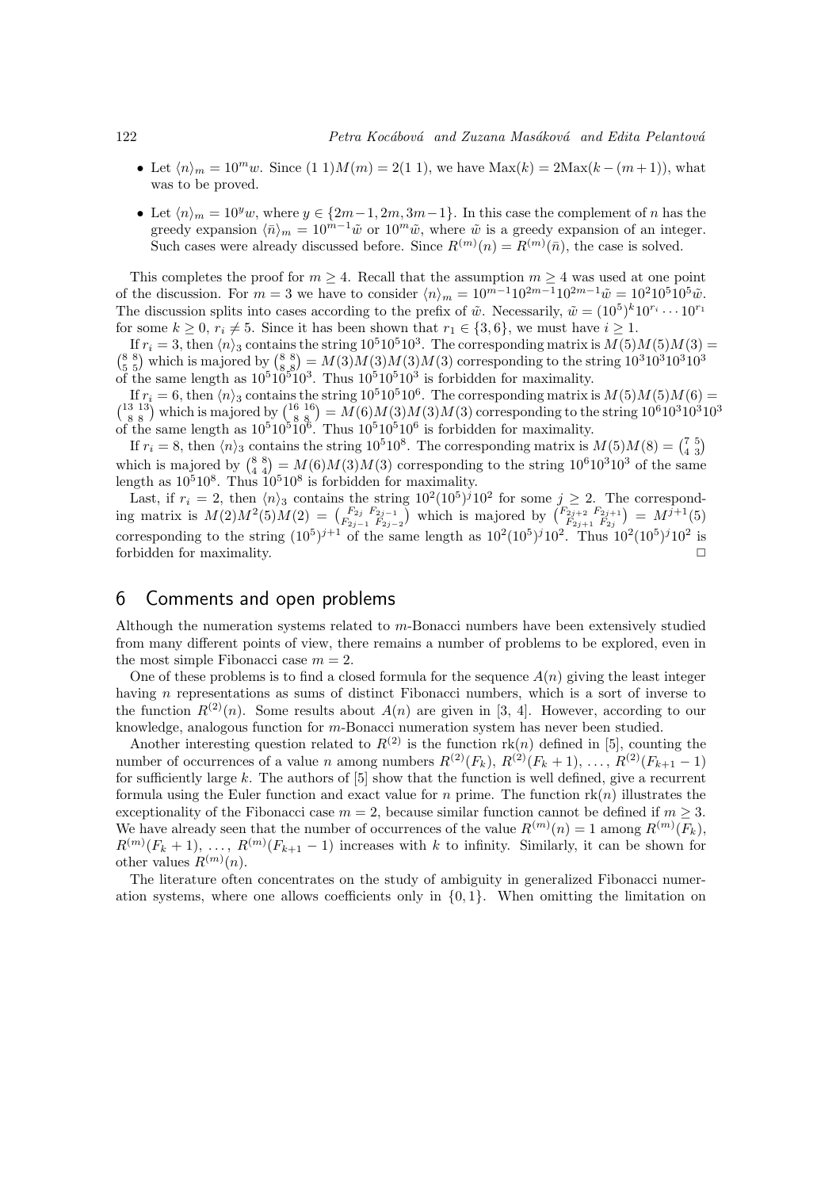- Let $\langle n\rangle_m = 10^m w$. Since $(1\ 1)M(m) = 2(1\ 1)$, we have $\mathrm{Max}(k) = 2\mathrm{Max}(k-(m+1))$, what was to be proved.

- Let $\langle n\rangle_m = 10^y w$, where $y \in \{2m-1, 2m, 3m-1\}$. In this case the complement of $n$ has the greedy expansion $\langle \bar{n}\rangle_m = 10^{m-1}\tilde{w}$ or $10^m\tilde{w}$, where $\tilde{w}$ is a greedy expansion of an integer. Such cases were already discussed before. Since $R^{(m)}(n) = R^{(m)}(\bar{n})$, the case is solved.

This completes the proof for $m \geq 4$. Recall that the assumption $m \geq 4$ was used at one point of the discussion. For $m = 3$ we have to consider $\langle n\rangle_m = 10^{m-1}10^{2m-1}10^{2m-1}\tilde{w} = 10^2 10^5 10^5\tilde{w}$. The discussion splits into cases according to the prefix of $\tilde{w}$. Necessarily, $\tilde{w} = (10^5)^k 10^{r_i}\cdots 10^{r_1}$ for some $k \geq 0$, $r_i \neq 5$. Since it has been shown that $r_1 \in \{3, 6\}$, we must have $i \geq 1$.

If $r_i = 3$, then $\langle n\rangle_3$ contains the string $10^5 10^5 10^3$. The corresponding matrix is $M(5)M(5)M(3) = \begin{pmatrix} 8 & 8 \\ 5 & 5\end{pmatrix}$ which is majored by $\begin{pmatrix} 8 & 8 \\ 8 & 8\end{pmatrix} = M(3)M(3)M(3)M(3)$ corresponding to the string $10^3 10^3 10^3 10^3$ of the same length as $10^5 10^5 10^3$. Thus $10^5 10^5 10^3$ is forbidden for maximality.

If $r_i = 6$, then $\langle n\rangle_3$ contains the string $10^5 10^5 10^6$. The corresponding matrix is $M(5)M(5)M(6) = \begin{pmatrix} 13 & 13 \\ 8 & 8\end{pmatrix}$ which is majored by $\begin{pmatrix} 16 & 16 \\ 8 & 8\end{pmatrix} = M(6)M(3)M(3)M(3)$ corresponding to the string $10^6 10^3 10^3 10^3$ of the same length as $10^5 10^5 10^6$. Thus $10^5 10^5 10^6$ is forbidden for maximality.

If $r_i = 8$, then $\langle n\rangle_3$ contains the string $10^5 10^8$. The corresponding matrix is $M(5)M(8) = \begin{pmatrix} 7 & 5 \\ 4 & 3\end{pmatrix}$ which is majored by $\begin{pmatrix} 8 & 8 \\ 4 & 4\end{pmatrix} = M(6)M(3)M(3)$ corresponding to the string $10^6 10^3 10^3$ of the same length as $10^5 10^8$. Thus $10^5 10^8$ is forbidden for maximality.

Last, if $r_i = 2$, then $\langle n\rangle_3$ contains the string $10^2(10^5)^j 10^2$ for some $j \geq 2$. The corresponding matrix is $M(2)M^2(5)M(2) = \begin{pmatrix} F_{2j} & F_{2j-1} \\ F_{2j-1} & F_{2j-2}\end{pmatrix}$ which is majored by $\begin{pmatrix} F_{2j+2} & F_{2j+1} \\ F_{2j+1} & F_{2j}\end{pmatrix} = M^{j+1}(5)$ corresponding to the string $(10^5)^{j+1}$ of the same length as $10^2(10^5)^j 10^2$. Thus $10^2(10^5)^j 10^2$ is forbidden for maximality. $\Box$

## 6 Comments and open problems

Although the numeration systems related to $m$-Bonacci numbers have been extensively studied from many different points of view, there remains a number of problems to be explored, even in the most simple Fibonacci case $m = 2$.

One of these problems is to find a closed formula for the sequence $A(n)$ giving the least integer having $n$ representations as sums of distinct Fibonacci numbers, which is a sort of inverse to the function $R^{(2)}(n)$. Some results about $A(n)$ are given in [3, 4]. However, according to our knowledge, analogous function for $m$-Bonacci numeration system has never been studied.

Another interesting question related to $R^{(2)}$ is the function $\mathrm{rk}(n)$ defined in [5], counting the number of occurrences of a value $n$ among numbers $R^{(2)}(F_k)$, $R^{(2)}(F_k+1)$, $\ldots$, $R^{(2)}(F_{k+1}-1)$ for sufficiently large $k$. The authors of [5] show that the function is well defined, give a recurrent formula using the Euler function and exact value for $n$ prime. The function $\mathrm{rk}(n)$ illustrates the exceptionality of the Fibonacci case $m = 2$, because similar function cannot be defined if $m \geq 3$. We have already seen that the number of occurrences of the value $R^{(m)}(n) = 1$ among $R^{(m)}(F_k)$, $R^{(m)}(F_k+1)$, $\ldots$, $R^{(m)}(F_{k+1}-1)$ increases with $k$ to infinity. Similarly, it can be shown for other values $R^{(m)}(n)$.

The literature often concentrates on the study of ambiguity in generalized Fibonacci numeration systems, where one allows coefficients only in $\{0, 1\}$. When omitting the limitation on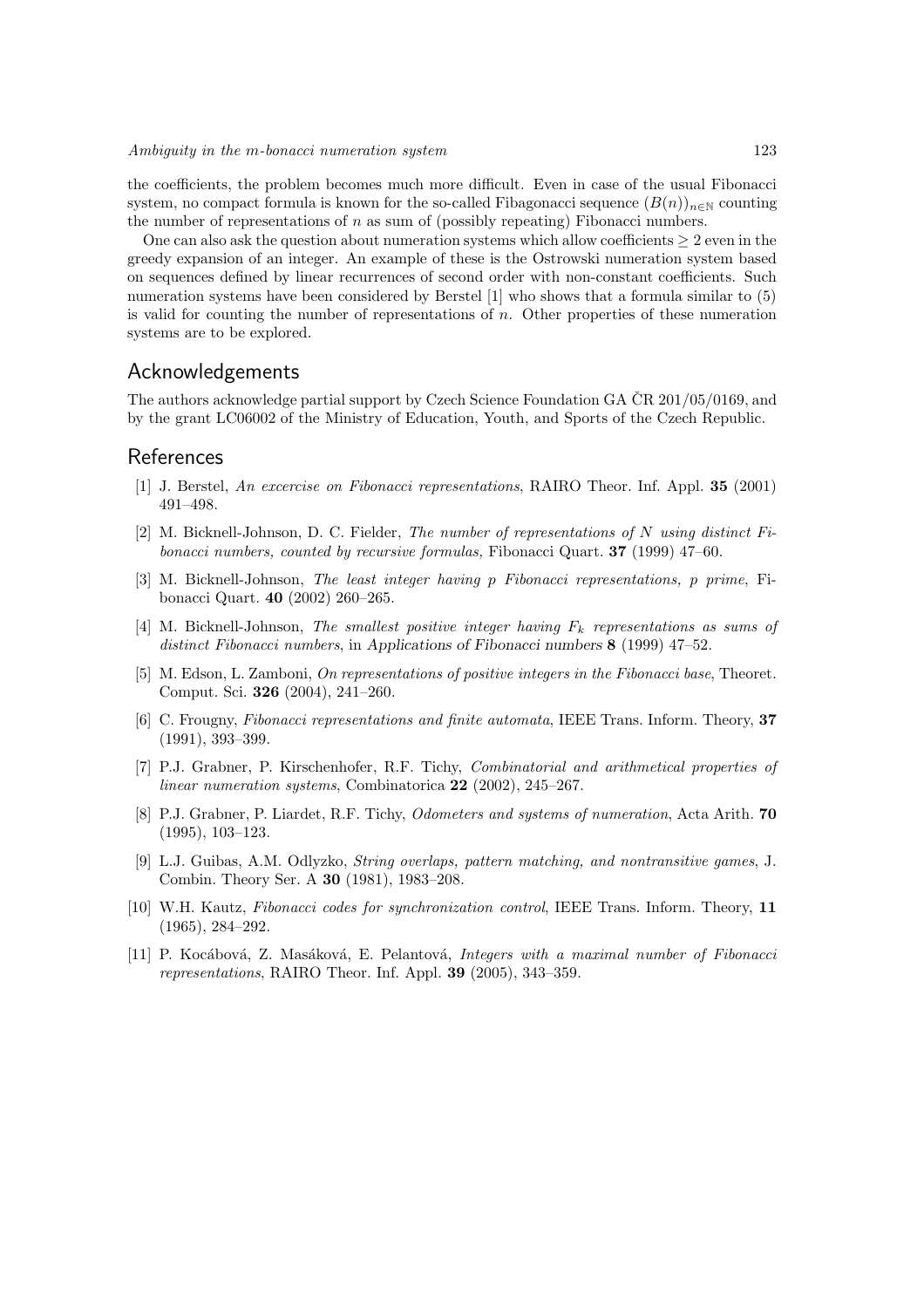the coefficients, the problem becomes much more difficult. Even in case of the usual Fibonacci system, no compact formula is known for the so-called Fibagonacci sequence $(B(n))_{n\in\mathbb{N}}$ counting the number of representations of $n$ as sum of (possibly repeating) Fibonacci numbers.

One can also ask the question about numeration systems which allow coefficients $\geq 2$ even in the greedy expansion of an integer. An example of these is the Ostrowski numeration system based on sequences defined by linear recurrences of second order with non-constant coefficients. Such numeration systems have been considered by Berstel [1] who shows that a formula similar to (5) is valid for counting the number of representations of $n$. Other properties of these numeration systems are to be explored.

## Acknowledgements

The authors acknowledge partial support by Czech Science Foundation GA ČR 201/05/0169, and by the grant LC06002 of the Ministry of Education, Youth, and Sports of the Czech Republic.

## References

[1] J. Berstel, *An excercise on Fibonacci representations*, RAIRO Theor. Inf. Appl. **35** (2001) 491–498.

[2] M. Bicknell-Johnson, D. C. Fielder, *The number of representations of N using distinct Fibonacci numbers, counted by recursive formulas,* Fibonacci Quart. **37** (1999) 47–60.

[3] M. Bicknell-Johnson, *The least integer having p Fibonacci representations, p prime*, Fibonacci Quart. **40** (2002) 260–265.

[4] M. Bicknell-Johnson, *The smallest positive integer having $F_k$ representations as sums of distinct Fibonacci numbers*, in Applications of Fibonacci numbers **8** (1999) 47–52.

[5] M. Edson, L. Zamboni, *On representations of positive integers in the Fibonacci base*, Theoret. Comput. Sci. **326** (2004), 241–260.

[6] C. Frougny, *Fibonacci representations and finite automata*, IEEE Trans. Inform. Theory, **37** (1991), 393–399.

[7] P.J. Grabner, P. Kirschenhofer, R.F. Tichy, *Combinatorial and arithmetical properties of linear numeration systems*, Combinatorica **22** (2002), 245–267.

[8] P.J. Grabner, P. Liardet, R.F. Tichy, *Odometers and systems of numeration*, Acta Arith. **70** (1995), 103–123.

[9] L.J. Guibas, A.M. Odlyzko, *String overlaps, pattern matching, and nontransitive games*, J. Combin. Theory Ser. A **30** (1981), 1983–208.

[10] W.H. Kautz, *Fibonacci codes for synchronization control*, IEEE Trans. Inform. Theory, **11** (1965), 284–292.

[11] P. Kocábová, Z. Masáková, E. Pelantová, *Integers with a maximal number of Fibonacci representations*, RAIRO Theor. Inf. Appl. **39** (2005), 343–359.